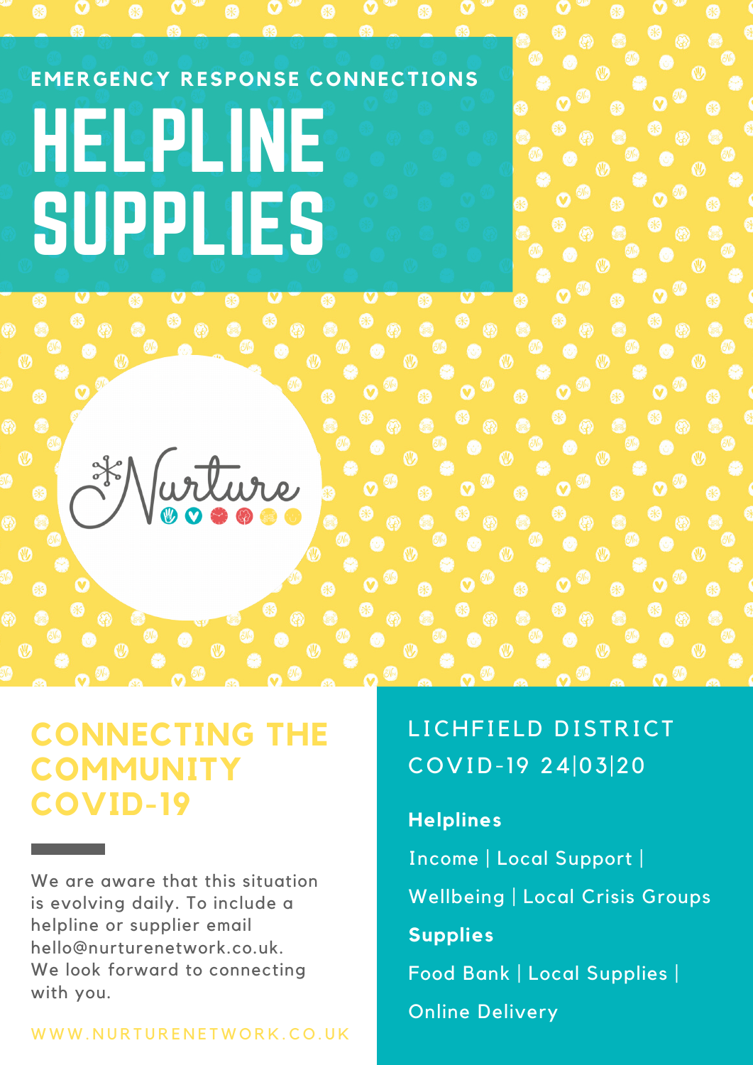EMERGENCY RESPONSE CONNECTIONS

# HELPLINE SUPPLIES

Nurture

## CONNECTING THE COMMUNITY COVID-19

We are aware that this situation is evolving daily. To include a helpline or supplier email hello@nurturenetwork.co.uk. We look forward to connecting with you.

WWW.NURTURENETWORK.CO.UK

## LICHFIELD DISTRICT COVID-19 24|03|20

**Helplines**

Income | Local Support | Wellbeing | Local Crisis Groups

**Supplies**

Food Bank | Local Supplies | Online Delivery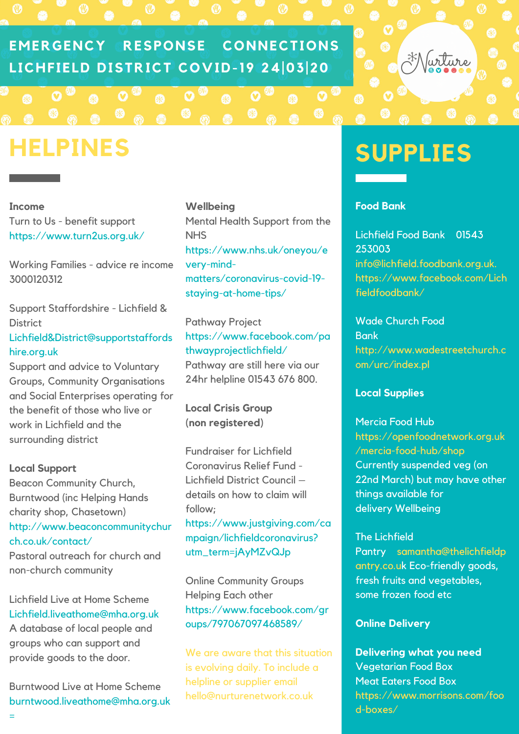# EMERGENCY RESPONSE CONNECTIONS LICHFIELD DISTRICT COVID-19 24|03|20

## HELPINES

**Income**
Turn to Us - benefit support
https://www.turn2us.org.uk/

Working Families - advice re income 3000120312

Support Staffordshire - Lichfield & District
Lichfield&District@supportstaffordshire.org.uk
Support and advice to Voluntary Groups, Community Organisations and Social Enterprises operating for the benefit of those who live or work in Lichfield and the surrounding district

**Local Support**
Beacon Community Church, Burntwood (inc Helping Hands charity shop, Chasetown)
http://www.beaconcommunitychurch.co.uk/contact/
Pastoral outreach for church and non-church community

Lichfield Live at Home Scheme
Lichfield.liveathome@mha.org.uk
A database of local people and groups who can support and provide goods to the door.

Burntwood Live at Home Scheme
burntwood.liveathome@mha.org.uk
=

**Wellbeing**
Mental Health Support from the NHS
https://www.nhs.uk/oneyou/every-mind-matters/coronavirus-covid-19-staying-at-home-tips/

Pathway Project
https://www.facebook.com/pathwayprojectlichfield/
Pathway are still here via our 24hr helpline 01543 676 800.

**Local Crisis Group (non registered)**

Fundraiser for Lichfield Coronavirus Relief Fund - Lichfield District Council – details on how to claim will follow;
https://www.justgiving.com/campaign/lichfieldcoronavirus?utm_term=jAyMZvQJp

Online Community Groups Helping Each other
https://www.facebook.com/groups/797067097468589/

We are aware that this situation is evolving daily. To include a helpline or supplier email hello@nurturenetwork.co.uk

## SUPPLIES

**Food Bank**

Lichfield Food Bank 01543 253003
info@lichfield.foodbank.org.uk.
https://www.facebook.com/Lichfieldfoodbank/

Wade Church Food Bank
http://www.wadestreetchurch.com/urc/index.pl

**Local Supplies**

Mercia Food Hub
https://openfoodnetwork.org.uk/mercia-food-hub/shop
Currently suspended veg (on 22nd March) but may have other things available for delivery Wellbeing

The Lichfield Pantry samantha@thelichfieldpantry.co.uk Eco-friendly goods, fresh fruits and vegetables, some frozen food etc

**Online Delivery**

**Delivering what you need**
Vegetarian Food Box
Meat Eaters Food Box
https://www.morrisons.com/food-boxes/